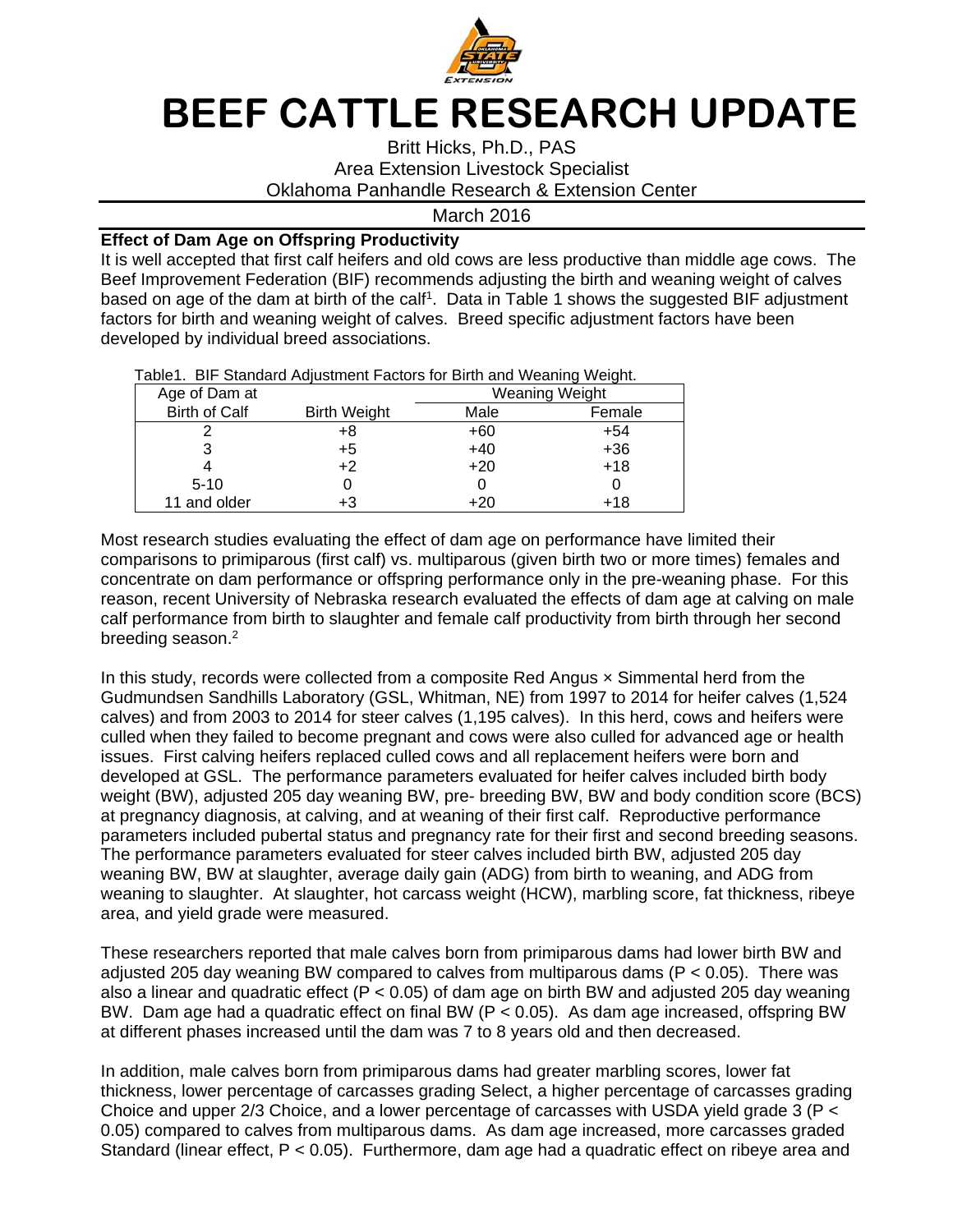# BEEF CATTLE RESEARCH UPDATE

Britt Hicks, Ph.D., PAS
Area Extension Livestock Specialist
Oklahoma Panhandle Research & Extension Center

March 2016

**Effect of Dam Age on Offspring Productivity**

It is well accepted that first calf heifers and old cows are less productive than middle age cows. The Beef Improvement Federation (BIF) recommends adjusting the birth and weaning weight of calves based on age of the dam at birth of the calf[1]. Data in Table 1 shows the suggested BIF adjustment factors for birth and weaning weight of calves. Breed specific adjustment factors have been developed by individual breed associations.

Table1. BIF Standard Adjustment Factors for Birth and Weaning Weight.

| Age of Dam at | | Weaning Weight | |
|---|---|---|---|
| Birth of Calf | Birth Weight | Male | Female |
| 2 | +8 | +60 | +54 |
| 3 | +5 | +40 | +36 |
| 4 | +2 | +20 | +18 |
| 5-10 | 0 | 0 | 0 |
| 11 and older | +3 | +20 | +18 |

Most research studies evaluating the effect of dam age on performance have limited their comparisons to primiparous (first calf) vs. multiparous (given birth two or more times) females and concentrate on dam performance or offspring performance only in the pre-weaning phase. For this reason, recent University of Nebraska research evaluated the effects of dam age at calving on male calf performance from birth to slaughter and female calf productivity from birth through her second breeding season.[2]

In this study, records were collected from a composite Red Angus × Simmental herd from the Gudmundsen Sandhills Laboratory (GSL, Whitman, NE) from 1997 to 2014 for heifer calves (1,524 calves) and from 2003 to 2014 for steer calves (1,195 calves). In this herd, cows and heifers were culled when they failed to become pregnant and cows were also culled for advanced age or health issues. First calving heifers replaced culled cows and all replacement heifers were born and developed at GSL. The performance parameters evaluated for heifer calves included birth body weight (BW), adjusted 205 day weaning BW, pre- breeding BW, BW and body condition score (BCS) at pregnancy diagnosis, at calving, and at weaning of their first calf. Reproductive performance parameters included pubertal status and pregnancy rate for their first and second breeding seasons. The performance parameters evaluated for steer calves included birth BW, adjusted 205 day weaning BW, BW at slaughter, average daily gain (ADG) from birth to weaning, and ADG from weaning to slaughter. At slaughter, hot carcass weight (HCW), marbling score, fat thickness, ribeye area, and yield grade were measured.

These researchers reported that male calves born from primiparous dams had lower birth BW and adjusted 205 day weaning BW compared to calves from multiparous dams ($P < 0.05$). There was also a linear and quadratic effect ($P < 0.05$) of dam age on birth BW and adjusted 205 day weaning BW. Dam age had a quadratic effect on final BW ($P < 0.05$). As dam age increased, offspring BW at different phases increased until the dam was 7 to 8 years old and then decreased.

In addition, male calves born from primiparous dams had greater marbling scores, lower fat thickness, lower percentage of carcasses grading Select, a higher percentage of carcasses grading Choice and upper 2/3 Choice, and a lower percentage of carcasses with USDA yield grade 3 ($P < 0.05$) compared to calves from multiparous dams. As dam age increased, more carcasses graded Standard (linear effect, $P < 0.05$). Furthermore, dam age had a quadratic effect on ribeye area and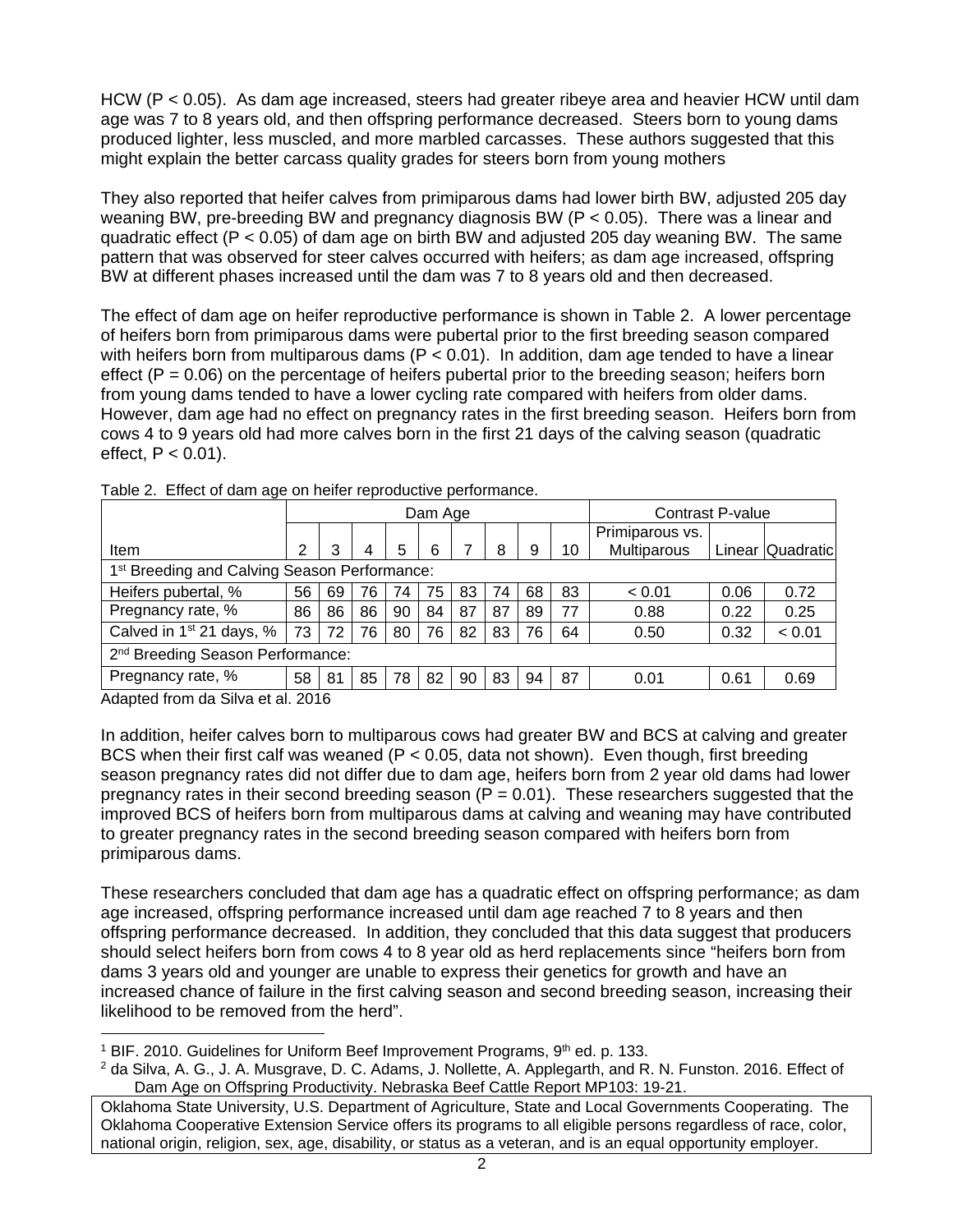HCW (P < 0.05). As dam age increased, steers had greater ribeye area and heavier HCW until dam age was 7 to 8 years old, and then offspring performance decreased. Steers born to young dams produced lighter, less muscled, and more marbled carcasses. These authors suggested that this might explain the better carcass quality grades for steers born from young mothers

They also reported that heifer calves from primiparous dams had lower birth BW, adjusted 205 day weaning BW, pre-breeding BW and pregnancy diagnosis BW (P < 0.05). There was a linear and quadratic effect (P < 0.05) of dam age on birth BW and adjusted 205 day weaning BW. The same pattern that was observed for steer calves occurred with heifers; as dam age increased, offspring BW at different phases increased until the dam was 7 to 8 years old and then decreased.

The effect of dam age on heifer reproductive performance is shown in Table 2. A lower percentage of heifers born from primiparous dams were pubertal prior to the first breeding season compared with heifers born from multiparous dams (P < 0.01). In addition, dam age tended to have a linear effect (P = 0.06) on the percentage of heifers pubertal prior to the breeding season; heifers born from young dams tended to have a lower cycling rate compared with heifers from older dams. However, dam age had no effect on pregnancy rates in the first breeding season. Heifers born from cows 4 to 9 years old had more calves born in the first 21 days of the calving season (quadratic effect, P < 0.01).

Table 2. Effect of dam age on heifer reproductive performance.

| | Dam Age | | | | | | | | | Contrast P-value | | |
|---|---|---|---|---|---|---|---|---|---|---|---|---|
| Item | 2 | 3 | 4 | 5 | 6 | 7 | 8 | 9 | 10 | Primiparous vs. Multiparous | Linear | Quadratic |
| 1st Breeding and Calving Season Performance: | | | | | | | | | | | | |
| Heifers pubertal, % | 56 | 69 | 76 | 74 | 75 | 83 | 74 | 68 | 83 | < 0.01 | 0.06 | 0.72 |
| Pregnancy rate, % | 86 | 86 | 86 | 90 | 84 | 87 | 87 | 89 | 77 | 0.88 | 0.22 | 0.25 |
| Calved in 1st 21 days, % | 73 | 72 | 76 | 80 | 76 | 82 | 83 | 76 | 64 | 0.50 | 0.32 | < 0.01 |
| 2nd Breeding Season Performance: | | | | | | | | | | | | |
| Pregnancy rate, % | 58 | 81 | 85 | 78 | 82 | 90 | 83 | 94 | 87 | 0.01 | 0.61 | 0.69 |

Adapted from da Silva et al. 2016

In addition, heifer calves born to multiparous cows had greater BW and BCS at calving and greater BCS when their first calf was weaned (P < 0.05, data not shown). Even though, first breeding season pregnancy rates did not differ due to dam age, heifers born from 2 year old dams had lower pregnancy rates in their second breeding season (P = 0.01). These researchers suggested that the improved BCS of heifers born from multiparous dams at calving and weaning may have contributed to greater pregnancy rates in the second breeding season compared with heifers born from primiparous dams.

These researchers concluded that dam age has a quadratic effect on offspring performance; as dam age increased, offspring performance increased until dam age reached 7 to 8 years and then offspring performance decreased. In addition, they concluded that this data suggest that producers should select heifers born from cows 4 to 8 year old as herd replacements since "heifers born from dams 3 years old and younger are unable to express their genetics for growth and have an increased chance of failure in the first calving season and second breeding season, increasing their likelihood to be removed from the herd".

[1] BIF. 2010. Guidelines for Uniform Beef Improvement Programs, 9th ed. p. 133.

[2] da Silva, A. G., J. A. Musgrave, D. C. Adams, J. Nollette, A. Applegarth, and R. N. Funston. 2016. Effect of Dam Age on Offspring Productivity. Nebraska Beef Cattle Report MP103: 19-21.

Oklahoma State University, U.S. Department of Agriculture, State and Local Governments Cooperating. The Oklahoma Cooperative Extension Service offers its programs to all eligible persons regardless of race, color, national origin, religion, sex, age, disability, or status as a veteran, and is an equal opportunity employer.